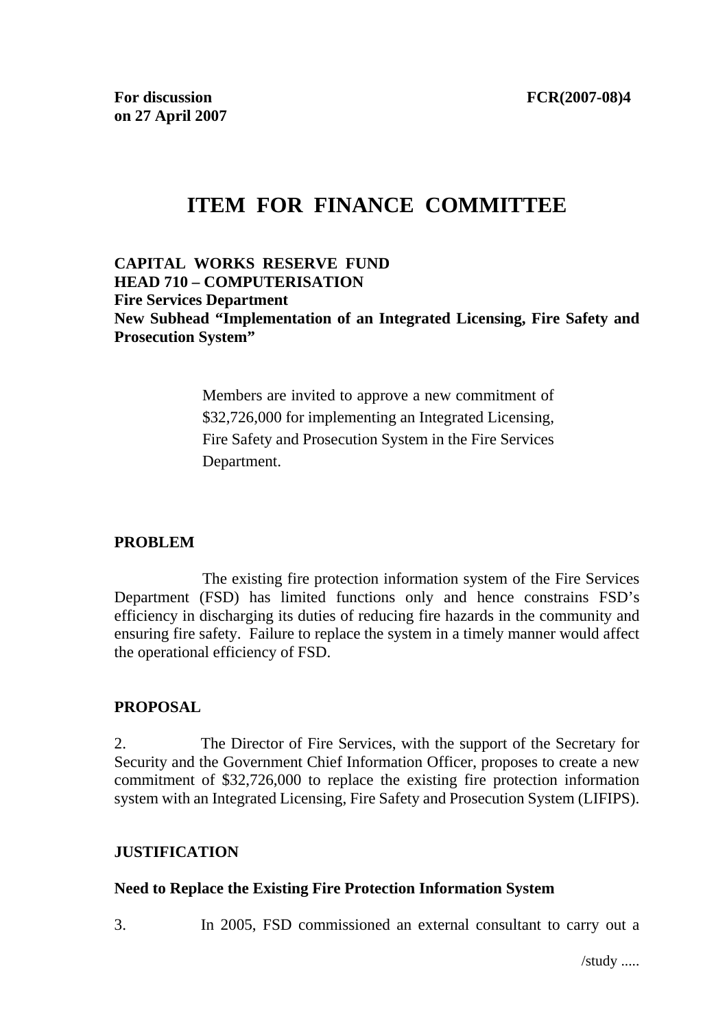For discussion
on 27 April 2007

FCR(2007-08)4

# ITEM FOR FINANCE COMMITTEE

**CAPITAL WORKS RESERVE FUND**
**HEAD 710 – COMPUTERISATION**
**Fire Services Department**
**New Subhead "Implementation of an Integrated Licensing, Fire Safety and Prosecution System"**

> Members are invited to approve a new commitment of $32,726,000 for implementing an Integrated Licensing, Fire Safety and Prosecution System in the Fire Services Department.

## PROBLEM

The existing fire protection information system of the Fire Services Department (FSD) has limited functions only and hence constrains FSD's efficiency in discharging its duties of reducing fire hazards in the community and ensuring fire safety. Failure to replace the system in a timely manner would affect the operational efficiency of FSD.

## PROPOSAL

2. The Director of Fire Services, with the support of the Secretary for Security and the Government Chief Information Officer, proposes to create a new commitment of $32,726,000 to replace the existing fire protection information system with an Integrated Licensing, Fire Safety and Prosecution System (LIFIPS).

## JUSTIFICATION

### Need to Replace the Existing Fire Protection Information System

3. In 2005, FSD commissioned an external consultant to carry out a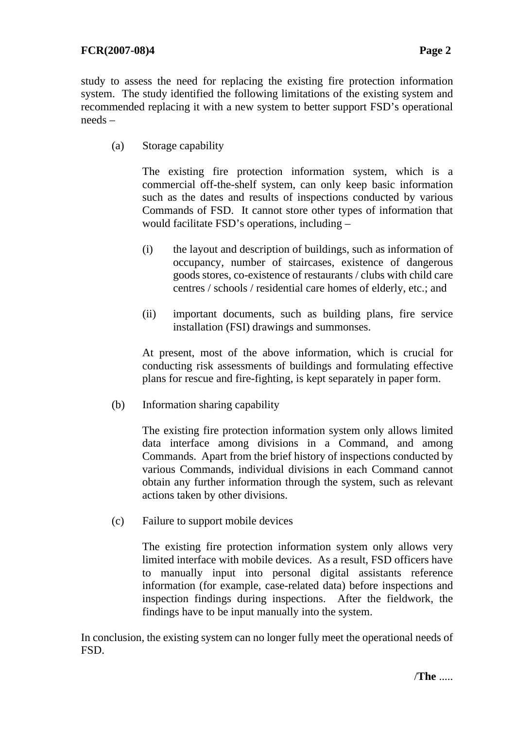study to assess the need for replacing the existing fire protection information system. The study identified the following limitations of the existing system and recommended replacing it with a new system to better support FSD's operational needs –

(a) Storage capability

The existing fire protection information system, which is a commercial off-the-shelf system, can only keep basic information such as the dates and results of inspections conducted by various Commands of FSD. It cannot store other types of information that would facilitate FSD's operations, including –

(i) the layout and description of buildings, such as information of occupancy, number of staircases, existence of dangerous goods stores, co-existence of restaurants / clubs with child care centres / schools / residential care homes of elderly, etc.; and

(ii) important documents, such as building plans, fire service installation (FSI) drawings and summonses.

At present, most of the above information, which is crucial for conducting risk assessments of buildings and formulating effective plans for rescue and fire-fighting, is kept separately in paper form.

(b) Information sharing capability

The existing fire protection information system only allows limited data interface among divisions in a Command, and among Commands. Apart from the brief history of inspections conducted by various Commands, individual divisions in each Command cannot obtain any further information through the system, such as relevant actions taken by other divisions.

(c) Failure to support mobile devices

The existing fire protection information system only allows very limited interface with mobile devices. As a result, FSD officers have to manually input into personal digital assistants reference information (for example, case-related data) before inspections and inspection findings during inspections. After the fieldwork, the findings have to be input manually into the system.

In conclusion, the existing system can no longer fully meet the operational needs of FSD.

/**The** .....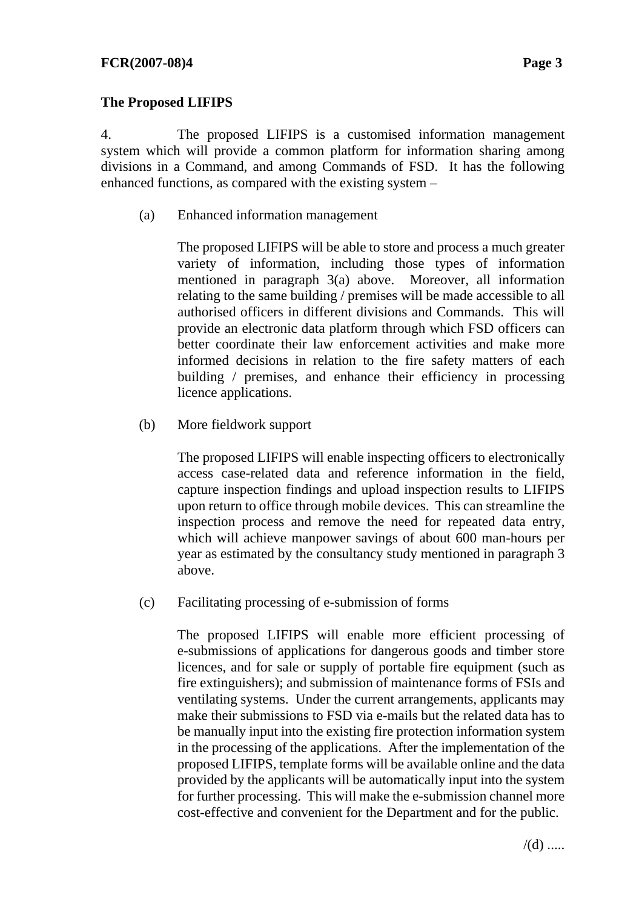**The Proposed LIFIPS**

4. The proposed LIFIPS is a customised information management system which will provide a common platform for information sharing among divisions in a Command, and among Commands of FSD. It has the following enhanced functions, as compared with the existing system –

(a) Enhanced information management

The proposed LIFIPS will be able to store and process a much greater variety of information, including those types of information mentioned in paragraph 3(a) above. Moreover, all information relating to the same building / premises will be made accessible to all authorised officers in different divisions and Commands. This will provide an electronic data platform through which FSD officers can better coordinate their law enforcement activities and make more informed decisions in relation to the fire safety matters of each building / premises, and enhance their efficiency in processing licence applications.

(b) More fieldwork support

The proposed LIFIPS will enable inspecting officers to electronically access case-related data and reference information in the field, capture inspection findings and upload inspection results to LIFIPS upon return to office through mobile devices. This can streamline the inspection process and remove the need for repeated data entry, which will achieve manpower savings of about 600 man-hours per year as estimated by the consultancy study mentioned in paragraph 3 above.

(c) Facilitating processing of e-submission of forms

The proposed LIFIPS will enable more efficient processing of e-submissions of applications for dangerous goods and timber store licences, and for sale or supply of portable fire equipment (such as fire extinguishers); and submission of maintenance forms of FSIs and ventilating systems. Under the current arrangements, applicants may make their submissions to FSD via e-mails but the related data has to be manually input into the existing fire protection information system in the processing of the applications. After the implementation of the proposed LIFIPS, template forms will be available online and the data provided by the applicants will be automatically input into the system for further processing. This will make the e-submission channel more cost-effective and convenient for the Department and for the public.

/(d) .....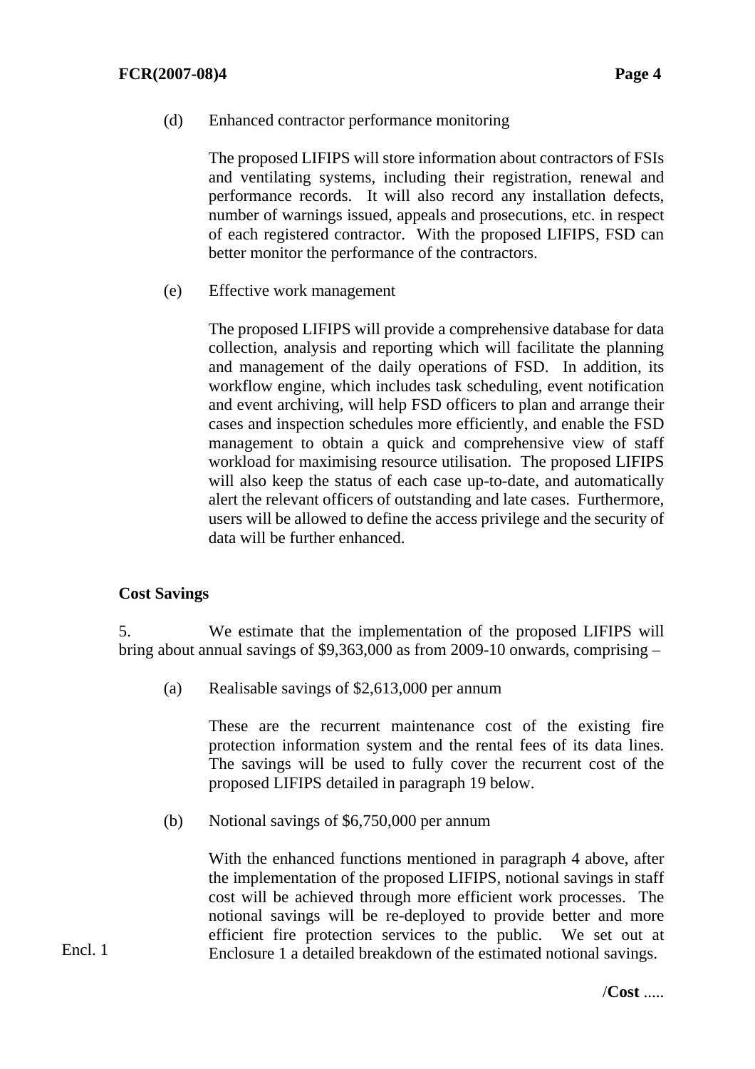(d) Enhanced contractor performance monitoring

The proposed LIFIPS will store information about contractors of FSIs and ventilating systems, including their registration, renewal and performance records. It will also record any installation defects, number of warnings issued, appeals and prosecutions, etc. in respect of each registered contractor. With the proposed LIFIPS, FSD can better monitor the performance of the contractors.

(e) Effective work management

The proposed LIFIPS will provide a comprehensive database for data collection, analysis and reporting which will facilitate the planning and management of the daily operations of FSD. In addition, its workflow engine, which includes task scheduling, event notification and event archiving, will help FSD officers to plan and arrange their cases and inspection schedules more efficiently, and enable the FSD management to obtain a quick and comprehensive view of staff workload for maximising resource utilisation. The proposed LIFIPS will also keep the status of each case up-to-date, and automatically alert the relevant officers of outstanding and late cases. Furthermore, users will be allowed to define the access privilege and the security of data will be further enhanced.

**Cost Savings**

5. We estimate that the implementation of the proposed LIFIPS will bring about annual savings of $9,363,000 as from 2009-10 onwards, comprising –

(a) Realisable savings of $2,613,000 per annum

These are the recurrent maintenance cost of the existing fire protection information system and the rental fees of its data lines. The savings will be used to fully cover the recurrent cost of the proposed LIFIPS detailed in paragraph 19 below.

(b) Notional savings of $6,750,000 per annum

With the enhanced functions mentioned in paragraph 4 above, after the implementation of the proposed LIFIPS, notional savings in staff cost will be achieved through more efficient work processes. The notional savings will be re-deployed to provide better and more efficient fire protection services to the public. We set out at Enclosure 1 a detailed breakdown of the estimated notional savings.

Encl. 1

/**Cost** .....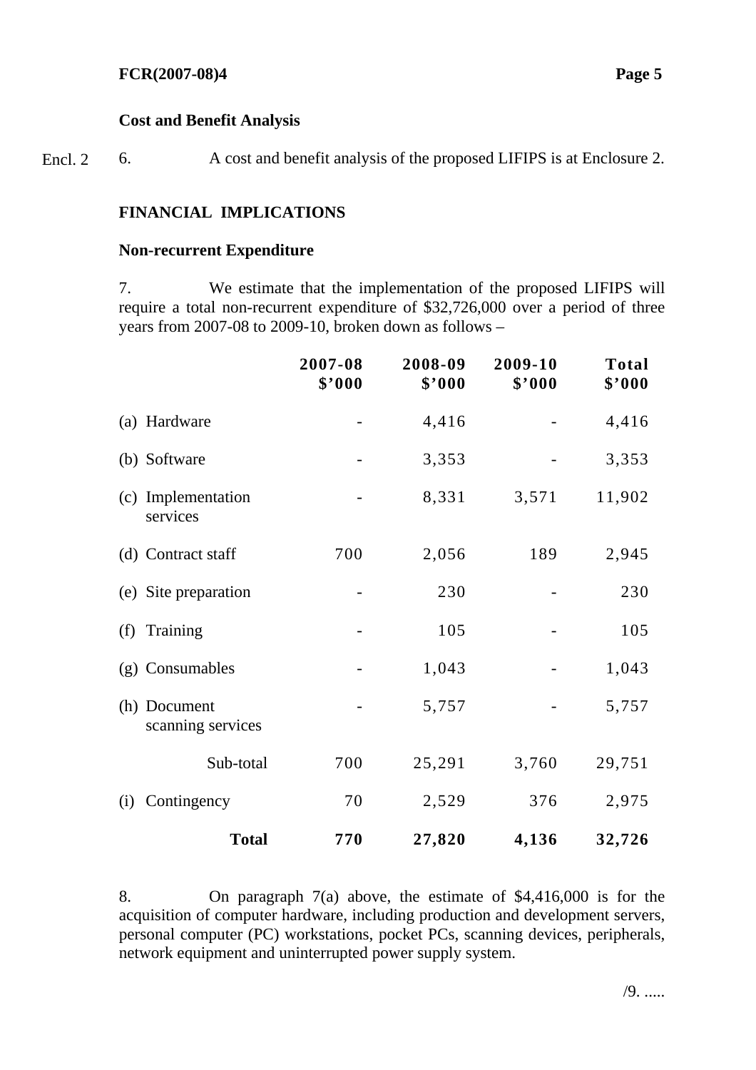**Cost and Benefit Analysis**

Encl. 2 6. A cost and benefit analysis of the proposed LIFIPS is at Enclosure 2.

## FINANCIAL IMPLICATIONS

**Non-recurrent Expenditure**

7. We estimate that the implementation of the proposed LIFIPS will require a total non-recurrent expenditure of $32,726,000 over a period of three years from 2007-08 to 2009-10, broken down as follows –

| | 2007-08 $'000 | 2008-09 $'000 | 2009-10 $'000 | Total $'000 |
|---|---|---|---|---|
| (a) Hardware | - | 4,416 | - | 4,416 |
| (b) Software | - | 3,353 | - | 3,353 |
| (c) Implementation services | - | 8,331 | 3,571 | 11,902 |
| (d) Contract staff | 700 | 2,056 | 189 | 2,945 |
| (e) Site preparation | - | 230 | - | 230 |
| (f) Training | - | 105 | - | 105 |
| (g) Consumables | - | 1,043 | - | 1,043 |
| (h) Document scanning services | - | 5,757 | - | 5,757 |
| Sub-total | 700 | 25,291 | 3,760 | 29,751 |
| (i) Contingency | 70 | 2,529 | 376 | 2,975 |
| **Total** | **770** | **27,820** | **4,136** | **32,726** |

8. On paragraph 7(a) above, the estimate of $4,416,000 is for the acquisition of computer hardware, including production and development servers, personal computer (PC) workstations, pocket PCs, scanning devices, peripherals, network equipment and uninterrupted power supply system.

/9. .....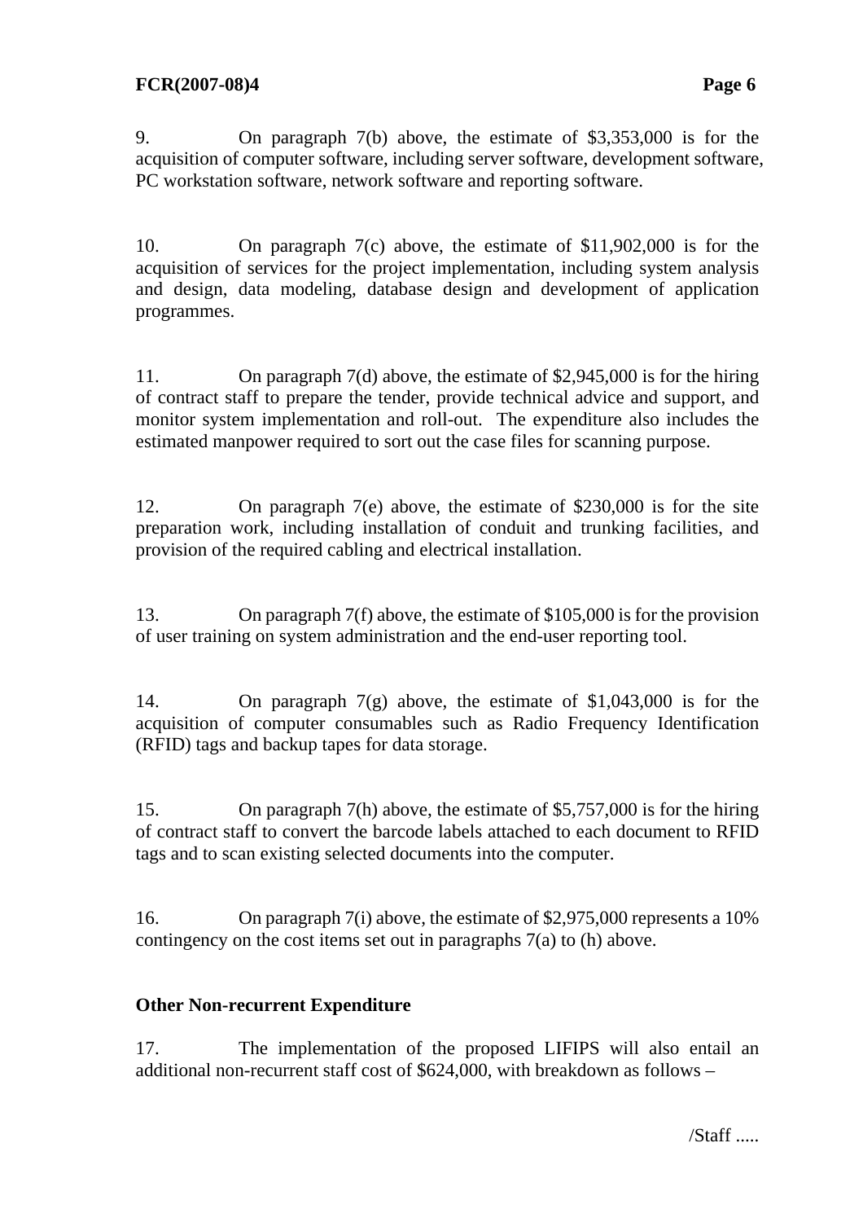9. On paragraph 7(b) above, the estimate of $3,353,000 is for the acquisition of computer software, including server software, development software, PC workstation software, network software and reporting software.

10. On paragraph 7(c) above, the estimate of $11,902,000 is for the acquisition of services for the project implementation, including system analysis and design, data modeling, database design and development of application programmes.

11. On paragraph 7(d) above, the estimate of $2,945,000 is for the hiring of contract staff to prepare the tender, provide technical advice and support, and monitor system implementation and roll-out. The expenditure also includes the estimated manpower required to sort out the case files for scanning purpose.

12. On paragraph 7(e) above, the estimate of $230,000 is for the site preparation work, including installation of conduit and trunking facilities, and provision of the required cabling and electrical installation.

13. On paragraph 7(f) above, the estimate of $105,000 is for the provision of user training on system administration and the end-user reporting tool.

14. On paragraph 7(g) above, the estimate of $1,043,000 is for the acquisition of computer consumables such as Radio Frequency Identification (RFID) tags and backup tapes for data storage.

15. On paragraph 7(h) above, the estimate of $5,757,000 is for the hiring of contract staff to convert the barcode labels attached to each document to RFID tags and to scan existing selected documents into the computer.

16. On paragraph 7(i) above, the estimate of $2,975,000 represents a 10% contingency on the cost items set out in paragraphs 7(a) to (h) above.

**Other Non-recurrent Expenditure**

17. The implementation of the proposed LIFIPS will also entail an additional non-recurrent staff cost of $624,000, with breakdown as follows –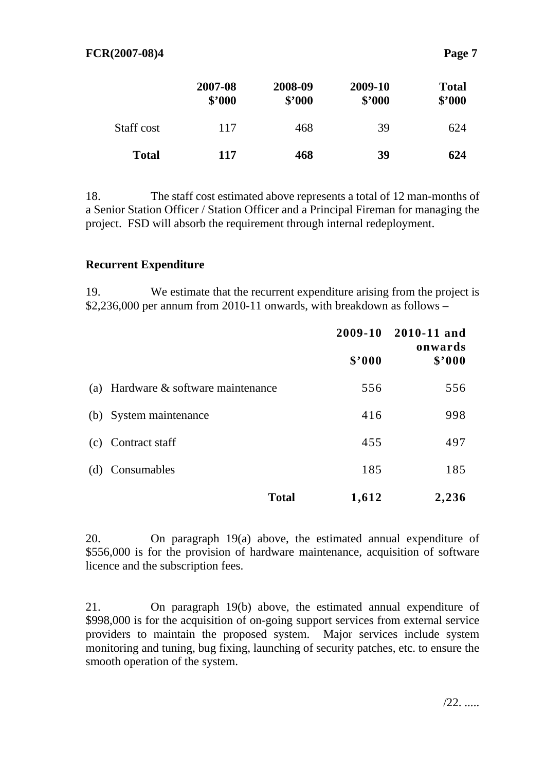| | 2007-08<br>$'000 | 2008-09<br>$'000 | 2009-10<br>$'000 | Total<br>$'000 |
|---|---|---|---|---|
| Staff cost | 117 | 468 | 39 | 624 |
| **Total** | **117** | **468** | **39** | **624** |

18. The staff cost estimated above represents a total of 12 man-months of a Senior Station Officer / Station Officer and a Principal Fireman for managing the project. FSD will absorb the requirement through internal redeployment.

**Recurrent Expenditure**

19. We estimate that the recurrent expenditure arising from the project is $2,236,000 per annum from 2010-11 onwards, with breakdown as follows –

| | 2009-10<br>$'000 | 2010-11 and onwards<br>$'000 |
|---|---|---|
| (a) Hardware & software maintenance | 556 | 556 |
| (b) System maintenance | 416 | 998 |
| (c) Contract staff | 455 | 497 |
| (d) Consumables | 185 | 185 |
| **Total** | **1,612** | **2,236** |

20. On paragraph 19(a) above, the estimated annual expenditure of $556,000 is for the provision of hardware maintenance, acquisition of software licence and the subscription fees.

21. On paragraph 19(b) above, the estimated annual expenditure of $998,000 is for the acquisition of on-going support services from external service providers to maintain the proposed system. Major services include system monitoring and tuning, bug fixing, launching of security patches, etc. to ensure the smooth operation of the system.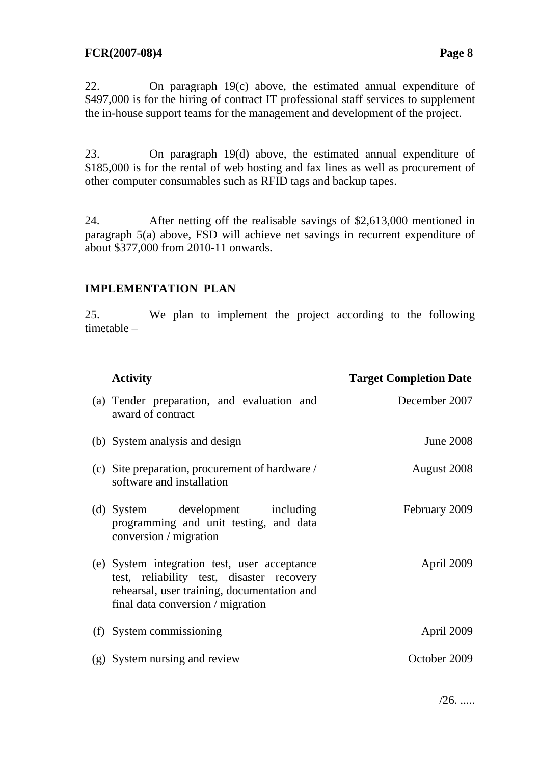22. On paragraph 19(c) above, the estimated annual expenditure of \$497,000 is for the hiring of contract IT professional staff services to supplement the in-house support teams for the management and development of the project.

23. On paragraph 19(d) above, the estimated annual expenditure of \$185,000 is for the rental of web hosting and fax lines as well as procurement of other computer consumables such as RFID tags and backup tapes.

24. After netting off the realisable savings of \$2,613,000 mentioned in paragraph 5(a) above, FSD will achieve net savings in recurrent expenditure of about \$377,000 from 2010-11 onwards.

## IMPLEMENTATION PLAN

25. We plan to implement the project according to the following timetable –

| Activity | Target Completion Date |
|---|---|
| (a) Tender preparation, and evaluation and award of contract | December 2007 |
| (b) System analysis and design | June 2008 |
| (c) Site preparation, procurement of hardware / software and installation | August 2008 |
| (d) System development including programming and unit testing, and data conversion / migration | February 2009 |
| (e) System integration test, user acceptance test, reliability test, disaster recovery rehearsal, user training, documentation and final data conversion / migration | April 2009 |
| (f) System commissioning | April 2009 |
| (g) System nursing and review | October 2009 |

/26. .....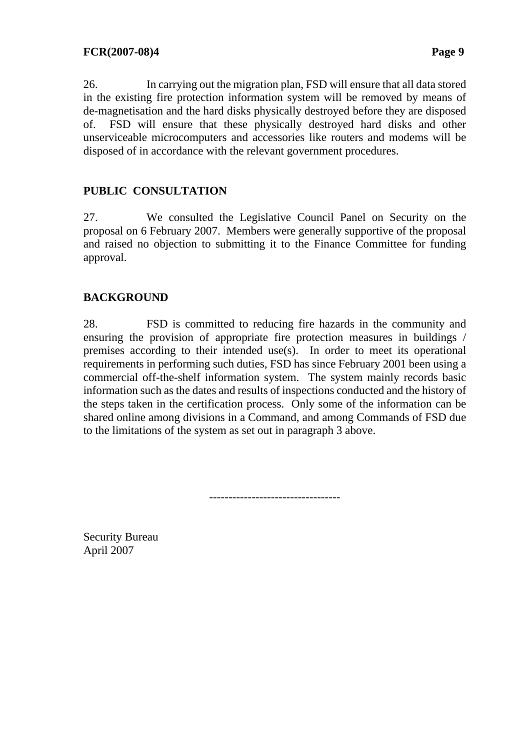26. In carrying out the migration plan, FSD will ensure that all data stored in the existing fire protection information system will be removed by means of de-magnetisation and the hard disks physically destroyed before they are disposed of. FSD will ensure that these physically destroyed hard disks and other unserviceable microcomputers and accessories like routers and modems will be disposed of in accordance with the relevant government procedures.

## PUBLIC CONSULTATION

27. We consulted the Legislative Council Panel on Security on the proposal on 6 February 2007. Members were generally supportive of the proposal and raised no objection to submitting it to the Finance Committee for funding approval.

## BACKGROUND

28. FSD is committed to reducing fire hazards in the community and ensuring the provision of appropriate fire protection measures in buildings / premises according to their intended use(s). In order to meet its operational requirements in performing such duties, FSD has since February 2001 been using a commercial off-the-shelf information system. The system mainly records basic information such as the dates and results of inspections conducted and the history of the steps taken in the certification process. Only some of the information can be shared online among divisions in a Command, and among Commands of FSD due to the limitations of the system as set out in paragraph 3 above.

---------------------------------

Security Bureau
April 2007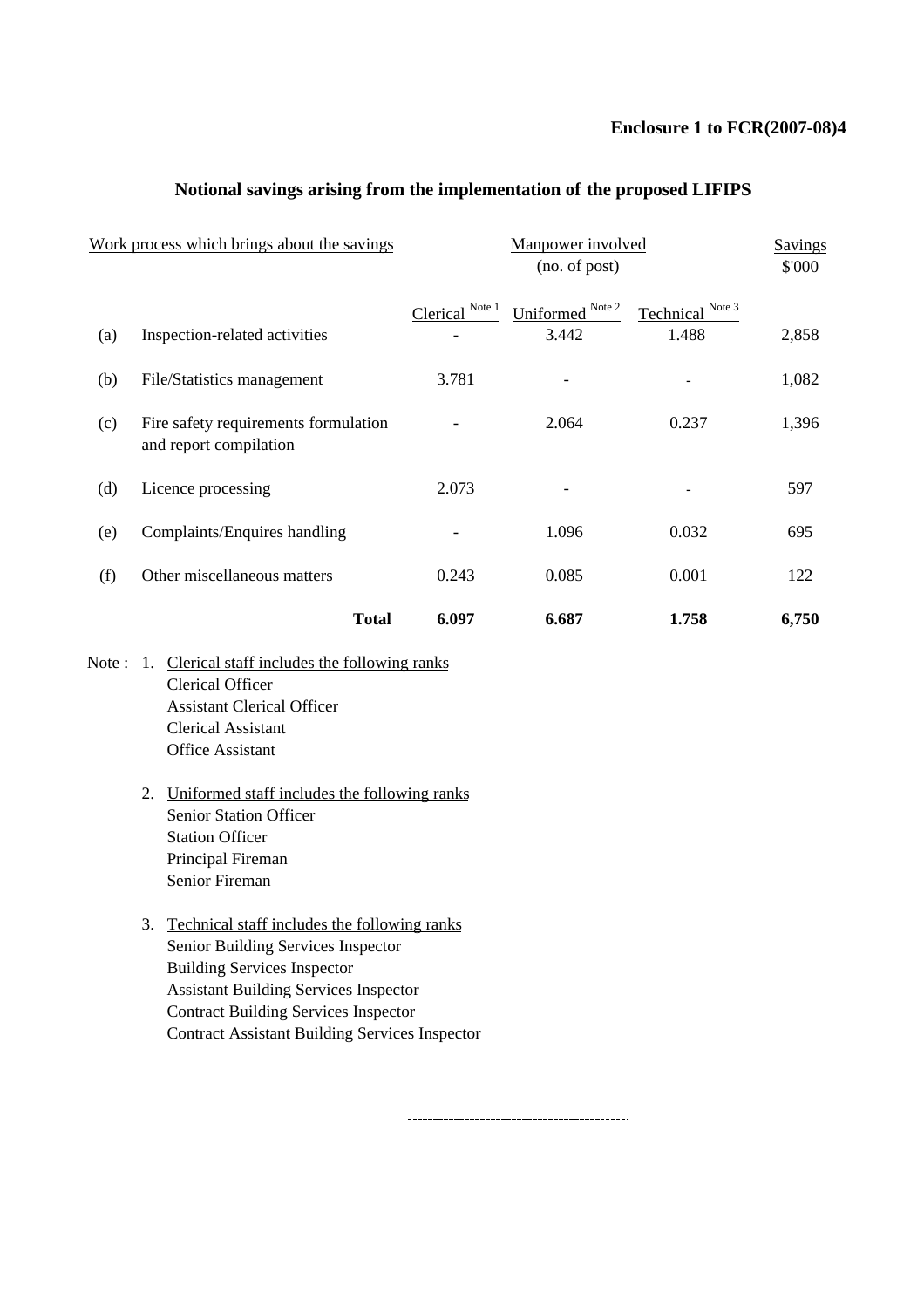**Enclosure 1 to FCR(2007-08)4**

## Notional savings arising from the implementation of the proposed LIFIPS

| | Work process which brings about the savings | Manpower involved (no. of post) | | | Savings $'000 |
|---|---|---|---|---|---|
| | | Clerical [Note 1] | Uniformed [Note 2] | Technical [Note 3] | |
| (a) | Inspection-related activities | - | 3.442 | 1.488 | 2,858 |
| (b) | File/Statistics management | 3.781 | - | - | 1,082 |
| (c) | Fire safety requirements formulation and report compilation | - | 2.064 | 0.237 | 1,396 |
| (d) | Licence processing | 2.073 | - | - | 597 |
| (e) | Complaints/Enquires handling | - | 1.096 | 0.032 | 695 |
| (f) | Other miscellaneous matters | 0.243 | 0.085 | 0.001 | 122 |
| | **Total** | **6.097** | **6.687** | **1.758** | **6,750** |

Note :

1. Clerical staff includes the following ranks
   - Clerical Officer
   - Assistant Clerical Officer
   - Clerical Assistant
   - Office Assistant

2. Uniformed staff includes the following ranks
   - Senior Station Officer
   - Station Officer
   - Principal Fireman
   - Senior Fireman

3. Technical staff includes the following ranks
   - Senior Building Services Inspector
   - Building Services Inspector
   - Assistant Building Services Inspector
   - Contract Building Services Inspector
   - Contract Assistant Building Services Inspector

--------------------------------------------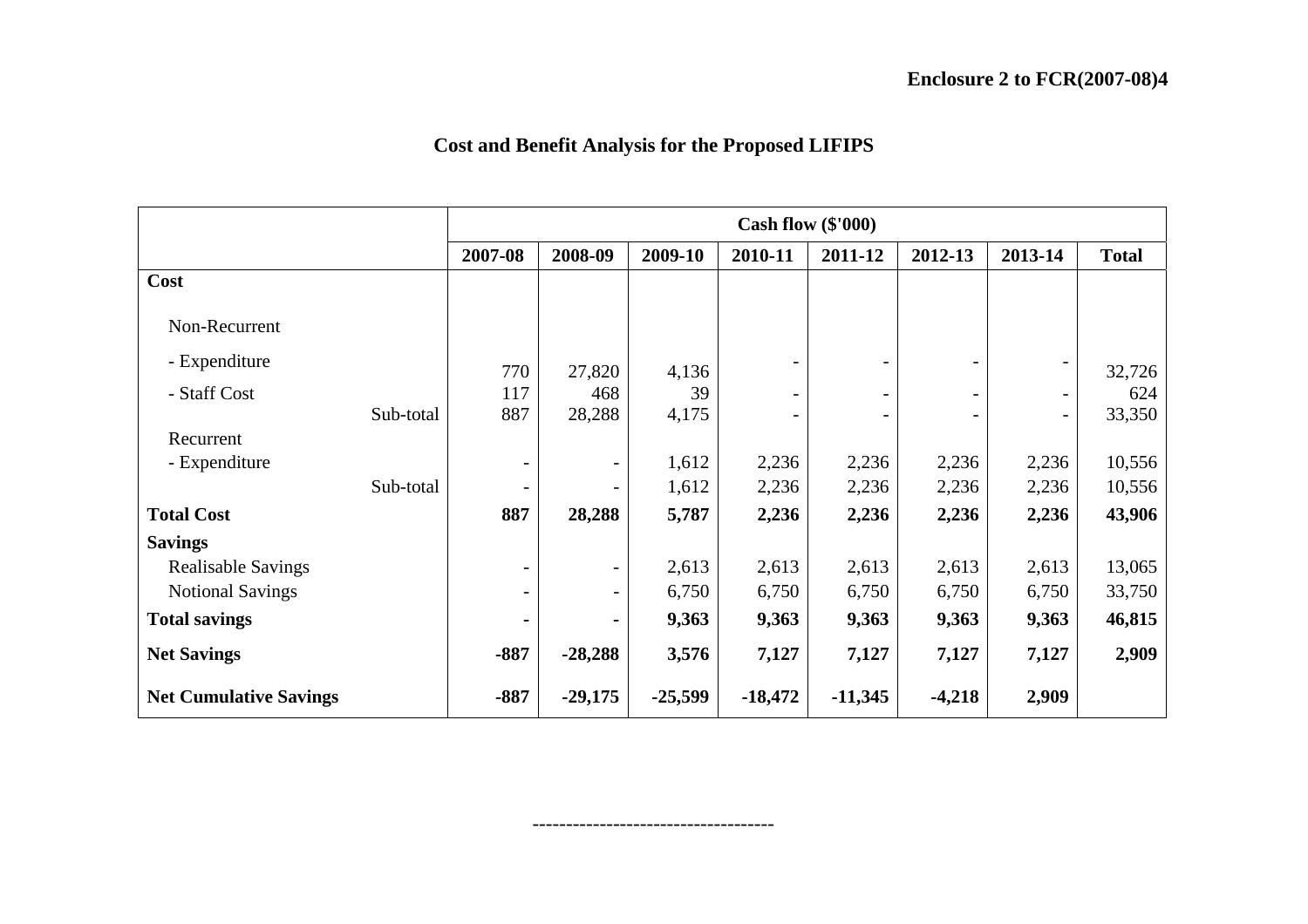**Enclosure 2 to FCR(2007-08)4**

# Cost and Benefit Analysis for the Proposed LIFIPS

| | Cash flow ($'000) | | | | | | | |
|---|---|---|---|---|---|---|---|---|
| | **2007-08** | **2008-09** | **2009-10** | **2010-11** | **2011-12** | **2012-13** | **2013-14** | **Total** |
| **Cost** | | | | | | | | |
| Non-Recurrent | | | | | | | | |
| - Expenditure | 770 | 27,820 | 4,136 | - | - | - | - | 32,726 |
| - Staff Cost | 117 | 468 | 39 | - | - | - | - | 624 |
| Sub-total | 887 | 28,288 | 4,175 | - | - | - | - | 33,350 |
| Recurrent | | | | | | | | |
| - Expenditure | - | - | 1,612 | 2,236 | 2,236 | 2,236 | 2,236 | 10,556 |
| Sub-total | - | - | 1,612 | 2,236 | 2,236 | 2,236 | 2,236 | 10,556 |
| **Total Cost** | **887** | **28,288** | **5,787** | **2,236** | **2,236** | **2,236** | **2,236** | **43,906** |
| **Savings** | | | | | | | | |
| Realisable Savings | - | - | 2,613 | 2,613 | 2,613 | 2,613 | 2,613 | 13,065 |
| Notional Savings | - | - | 6,750 | 6,750 | 6,750 | 6,750 | 6,750 | 33,750 |
| **Total savings** | **-** | **-** | **9,363** | **9,363** | **9,363** | **9,363** | **9,363** | **46,815** |
| **Net Savings** | **-887** | **-28,288** | **3,576** | **7,127** | **7,127** | **7,127** | **7,127** | **2,909** |
| **Net Cumulative Savings** | **-887** | **-29,175** | **-25,599** | **-18,472** | **-11,345** | **-4,218** | **2,909** | |

-----------------------------------